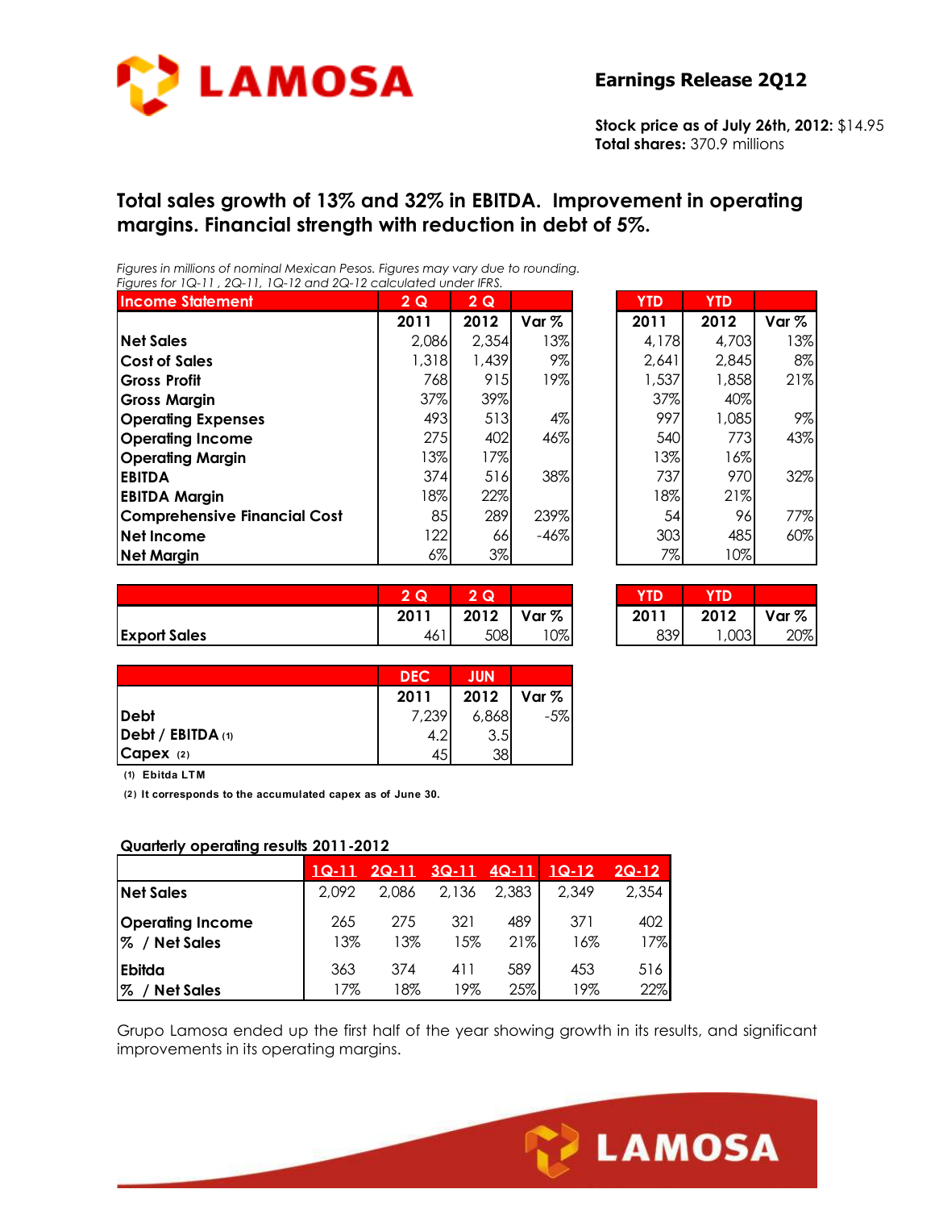LAMOSA

**Earnings Release 2Q12**

**Stock price as of July 26th, 2012:** $14.95
**Total shares:** 370.9 millions

## Total sales growth of 13% and 32% in EBITDA. Improvement in operating margins. Financial strength with reduction in debt of 5%.

*Figures in millions of nominal Mexican Pesos. Figures may vary due to rounding.*
*Figures for 1Q-11 , 2Q-11, 1Q-12 and 2Q-12 calculated under IFRS.*

| Income Statement | 2 Q | 2 Q | | YTD | YTD | |
|---|---|---|---|---|---|---|
| | 2011 | 2012 | Var % | 2011 | 2012 | Var % |
| **Net Sales** | 2,086 | 2,354 | 13% | 4,178 | 4,703 | 13% |
| **Cost of Sales** | 1,318 | 1,439 | 9% | 2,641 | 2,845 | 8% |
| **Gross Profit** | 768 | 915 | 19% | 1,537 | 1,858 | 21% |
| **Gross Margin** | 37% | 39% | | 37% | 40% | |
| **Operating Expenses** | 493 | 513 | 4% | 997 | 1,085 | 9% |
| **Operating Income** | 275 | 402 | 46% | 540 | 773 | 43% |
| **Operating Margin** | 13% | 17% | | 13% | 16% | |
| **EBITDA** | 374 | 516 | 38% | 737 | 970 | 32% |
| **EBITDA Margin** | 18% | 22% | | 18% | 21% | |
| **Comprehensive Financial Cost** | 85 | 289 | 239% | 54 | 96 | 77% |
| **Net Income** | 122 | 66 | -46% | 303 | 485 | 60% |
| **Net Margin** | 6% | 3% | | 7% | 10% | |

| | 2 Q | 2 Q | | YTD | YTD | |
|---|---|---|---|---|---|---|
| | 2011 | 2012 | Var % | 2011 | 2012 | Var % |
| **Export Sales** | 461 | 508 | 10% | 839 | 1,003 | 20% |

| | DEC | JUN | |
|---|---|---|---|
| | 2011 | 2012 | Var % |
| **Debt** | 7,239 | 6,868 | -5% |
| **Debt / EBITDA** (1) | 4.2 | 3.5 | |
| **Capex** (2) | 45 | 38 | |

(1) Ebitda LTM

(2) It corresponds to the accumulated capex as of June 30.

**Quarterly operating results 2011-2012**

| | 1Q-11 | 2Q-11 | 3Q-11 | 4Q-11 | 1Q-12 | 2Q-12 |
|---|---|---|---|---|---|---|
| **Net Sales** | 2,092 | 2,086 | 2,136 | 2,383 | 2,349 | 2,354 |
| **Operating Income** | 265 | 275 | 321 | 489 | 371 | 402 |
| **% / Net Sales** | 13% | 13% | 15% | 21% | 16% | 17% |
| **Ebitda** | 363 | 374 | 411 | 589 | 453 | 516 |
| **% / Net Sales** | 17% | 18% | 19% | 25% | 19% | 22% |

Grupo Lamosa ended up the first half of the year showing growth in its results, and significant improvements in its operating margins.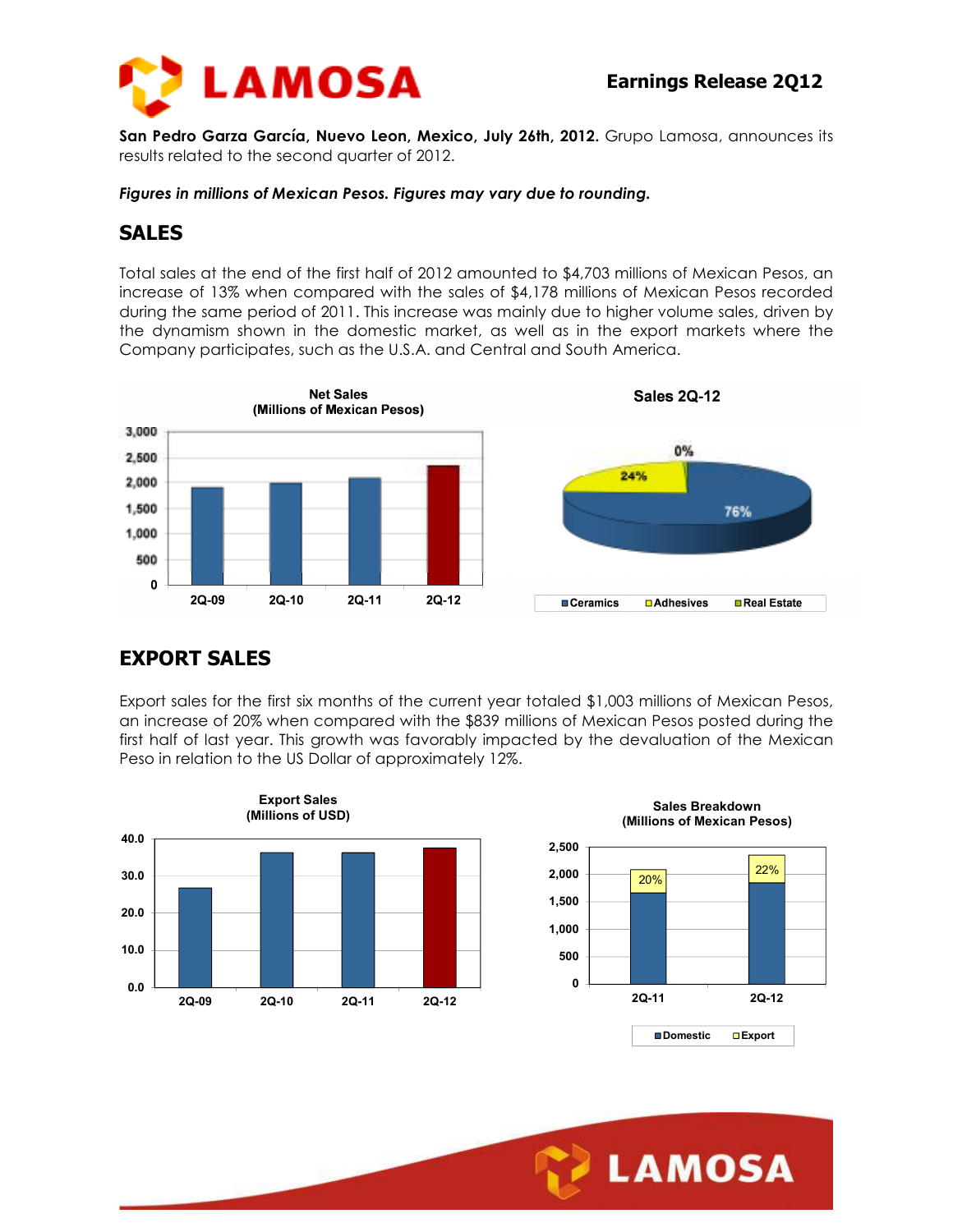San Pedro Garza García, Nuevo Leon, Mexico, July 26th, 2012. Grupo Lamosa, announces its results related to the second quarter of 2012.

***Figures in millions of Mexican Pesos. Figures may vary due to rounding.***

## SALES

Total sales at the end of the first half of 2012 amounted to $4,703 millions of Mexican Pesos, an increase of 13% when compared with the sales of $4,178 millions of Mexican Pesos recorded during the same period of 2011. This increase was mainly due to higher volume sales, driven by the dynamism shown in the domestic market, as well as in the export markets where the Company participates, such as the U.S.A. and Central and South America.

## EXPORT SALES

Export sales for the first six months of the current year totaled $1,003 millions of Mexican Pesos, an increase of 20% when compared with the $839 millions of Mexican Pesos posted during the first half of last year. This growth was favorably impacted by the devaluation of the Mexican Peso in relation to the US Dollar of approximately 12%.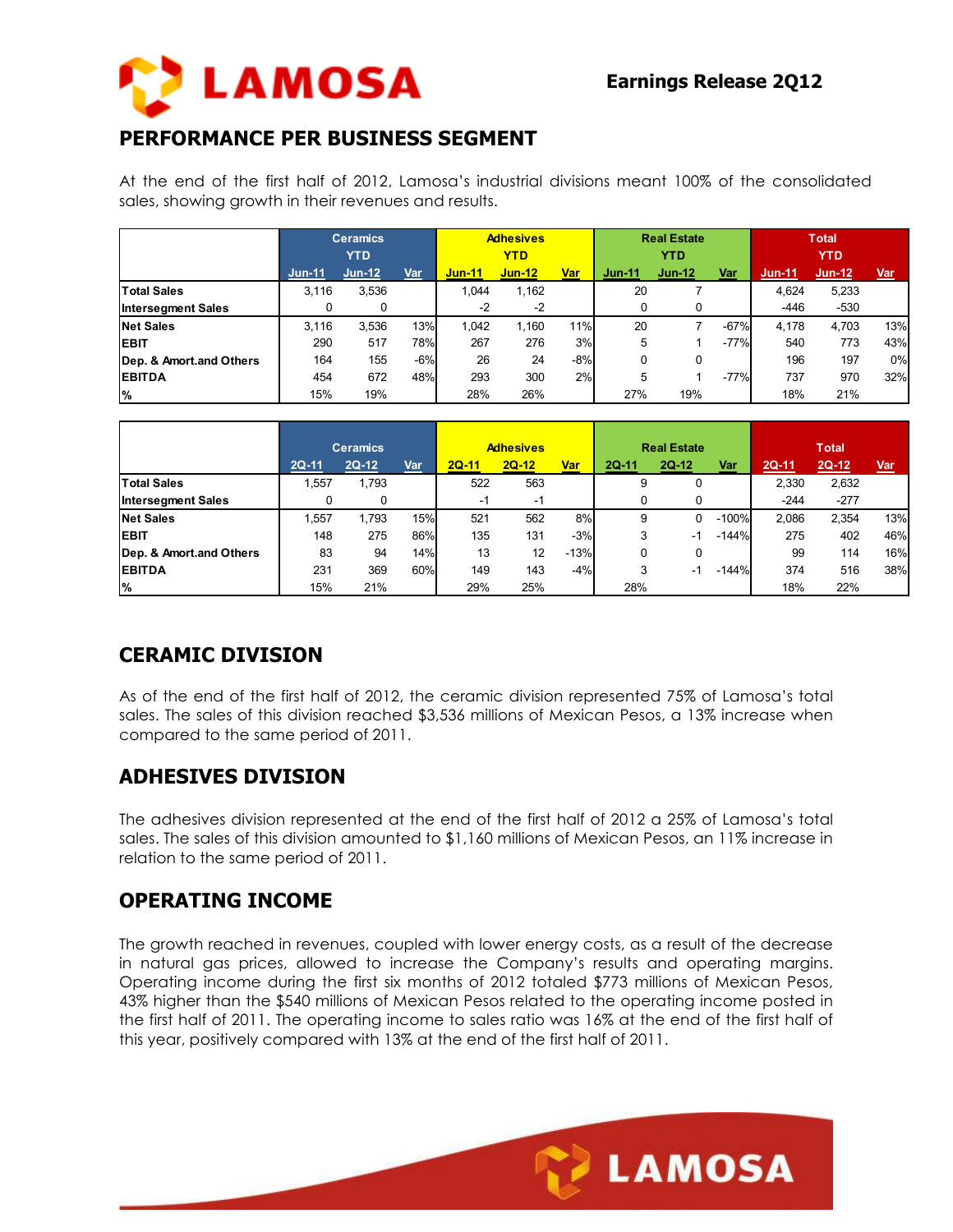## PERFORMANCE PER BUSINESS SEGMENT

At the end of the first half of 2012, Lamosa's industrial divisions meant 100% of the consolidated sales, showing growth in their revenues and results.

| | Ceramics YTD | | | Adhesives YTD | | | Real Estate YTD | | | Total YTD | | |
|---|---|---|---|---|---|---|---|---|---|---|---|---|
| | Jun-11 | Jun-12 | Var | Jun-11 | Jun-12 | Var | Jun-11 | Jun-12 | Var | Jun-11 | Jun-12 | Var |
| Total Sales | 3,116 | 3,536 | | 1,044 | 1,162 | | 20 | 7 | | 4,624 | 5,233 | |
| Intersegment Sales | 0 | 0 | | -2 | -2 | | 0 | 0 | | -446 | -530 | |
| Net Sales | 3,116 | 3,536 | 13% | 1,042 | 1,160 | 11% | 20 | 7 | -67% | 4,178 | 4,703 | 13% |
| EBIT | 290 | 517 | 78% | 267 | 276 | 3% | 5 | 1 | -77% | 540 | 773 | 43% |
| Dep. & Amort.and Others | 164 | 155 | -6% | 26 | 24 | -8% | 0 | 0 | | 196 | 197 | 0% |
| EBITDA | 454 | 672 | 48% | 293 | 300 | 2% | 5 | 1 | -77% | 737 | 970 | 32% |
| % | 15% | 19% | | 28% | 26% | | 27% | 19% | | 18% | 21% | |

| | Ceramics | | | Adhesives | | | Real Estate | | | Total | | |
|---|---|---|---|---|---|---|---|---|---|---|---|---|
| | 2Q-11 | 2Q-12 | Var | 2Q-11 | 2Q-12 | Var | 2Q-11 | 2Q-12 | Var | 2Q-11 | 2Q-12 | Var |
| Total Sales | 1,557 | 1,793 | | 522 | 563 | | 9 | 0 | | 2,330 | 2,632 | |
| Intersegment Sales | 0 | 0 | | -1 | -1 | | 0 | 0 | | -244 | -277 | |
| Net Sales | 1,557 | 1,793 | 15% | 521 | 562 | 8% | 9 | 0 | -100% | 2,086 | 2,354 | 13% |
| EBIT | 148 | 275 | 86% | 135 | 131 | -3% | 3 | -1 | -144% | 275 | 402 | 46% |
| Dep. & Amort.and Others | 83 | 94 | 14% | 13 | 12 | -13% | 0 | 0 | | 99 | 114 | 16% |
| EBITDA | 231 | 369 | 60% | 149 | 143 | -4% | 3 | -1 | -144% | 374 | 516 | 38% |
| % | 15% | 21% | | 29% | 25% | | 28% | | | 18% | 22% | |

## CERAMIC DIVISION

As of the end of the first half of 2012, the ceramic division represented 75% of Lamosa's total sales. The sales of this division reached $3,536 millions of Mexican Pesos, a 13% increase when compared to the same period of 2011.

## ADHESIVES DIVISION

The adhesives division represented at the end of the first half of 2012 a 25% of Lamosa's total sales. The sales of this division amounted to $1,160 millions of Mexican Pesos, an 11% increase in relation to the same period of 2011.

## OPERATING INCOME

The growth reached in revenues, coupled with lower energy costs, as a result of the decrease in natural gas prices, allowed to increase the Company's results and operating margins. Operating income during the first six months of 2012 totaled $773 millions of Mexican Pesos, 43% higher than the $540 millions of Mexican Pesos related to the operating income posted in the first half of 2011. The operating income to sales ratio was 16% at the end of the first half of this year, positively compared with 13% at the end of the first half of 2011.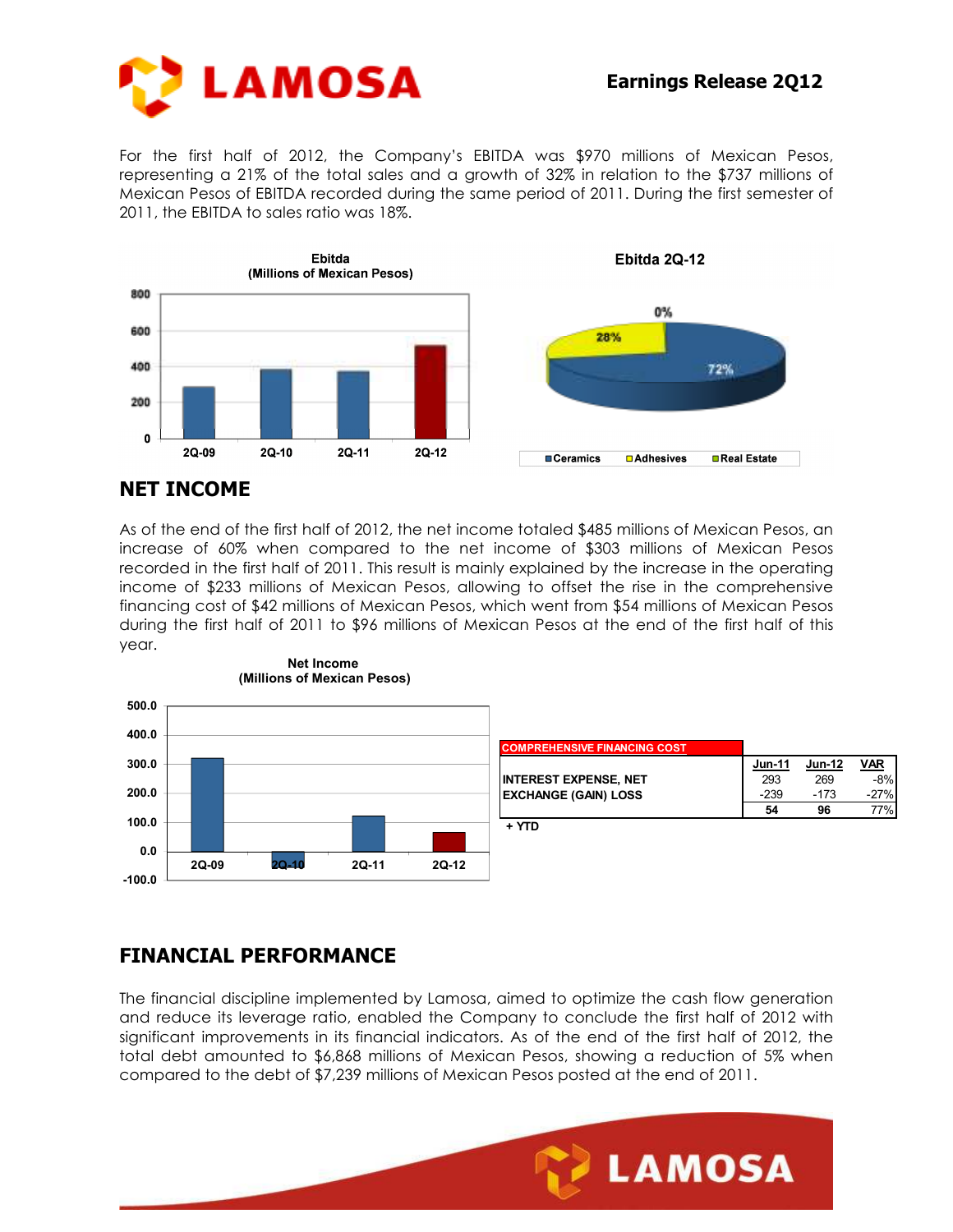For the first half of 2012, the Company's EBITDA was $970 millions of Mexican Pesos, representing a 21% of the total sales and a growth of 32% in relation to the $737 millions of Mexican Pesos of EBITDA recorded during the same period of 2011. During the first semester of 2011, the EBITDA to sales ratio was 18%.

## NET INCOME

As of the end of the first half of 2012, the net income totaled $485 millions of Mexican Pesos, an increase of 60% when compared to the net income of $303 millions of Mexican Pesos recorded in the first half of 2011. This result is mainly explained by the increase in the operating income of $233 millions of Mexican Pesos, allowing to offset the rise in the comprehensive financing cost of $42 millions of Mexican Pesos, which went from $54 millions of Mexican Pesos during the first half of 2011 to $96 millions of Mexican Pesos at the end of the first half of this year.

| COMPREHENSIVE FINANCING COST | Jun-11 | Jun-12 | VAR |
|---|---|---|---|
| INTEREST EXPENSE, NET | 293 | 269 | -8% |
| EXCHANGE (GAIN) LOSS | -239 | -173 | -27% |
| | 54 | 96 | 77% |

+ YTD

## FINANCIAL PERFORMANCE

The financial discipline implemented by Lamosa, aimed to optimize the cash flow generation and reduce its leverage ratio, enabled the Company to conclude the first half of 2012 with significant improvements in its financial indicators. As of the end of the first half of 2012, the total debt amounted to $6,868 millions of Mexican Pesos, showing a reduction of 5% when compared to the debt of $7,239 millions of Mexican Pesos posted at the end of 2011.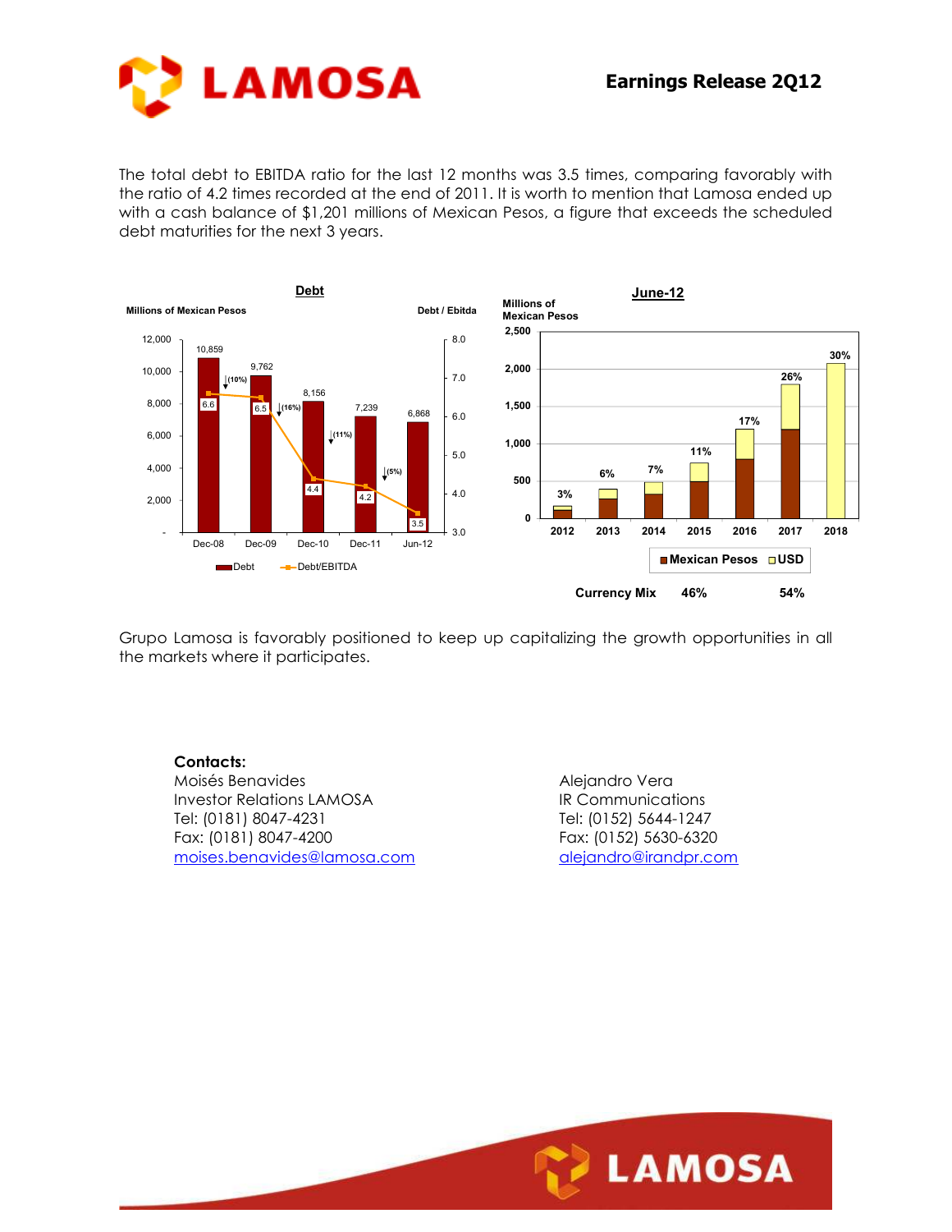The total debt to EBITDA ratio for the last 12 months was 3.5 times, comparing favorably with the ratio of 4.2 times recorded at the end of 2011. It is worth to mention that Lamosa ended up with a cash balance of $1,201 millions of Mexican Pesos, a figure that exceeds the scheduled debt maturities for the next 3 years.

**Debt**

Millions of Mexican Pesos

Debt / Ebitda

12,000
10,000
8,000
6,000
4,000
2,000
-

8.0
7.0
6.0
5.0
4.0
3.0

10,859
9,762
8,156
7,239
6,868

(10%)
(16%)
(11%)
(5%)

6.6
6.5
4.4
4.2
3.5

Dec-08
Dec-09
Dec-10
Dec-11
Jun-12

Debt
Debt/EBITDA

**June-12**

Millions of Mexican Pesos

2,500
2,000
1,500
1,000
500
0

3%
6%
7%
11%
17%
26%
30%

2012
2013
2014
2015
2016
2017
2018

Mexican Pesos
USD

Currency Mix 46% 54%

Grupo Lamosa is favorably positioned to keep up capitalizing the growth opportunities in all the markets where it participates.

**Contacts:**

Moisés Benavides
Investor Relations LAMOSA
Tel: (0181) 8047-4231
Fax: (0181) 8047-4200
moises.benavides@lamosa.com

Alejandro Vera
IR Communications
Tel: (0152) 5644-1247
Fax: (0152) 5630-6320
alejandro@irandpr.com